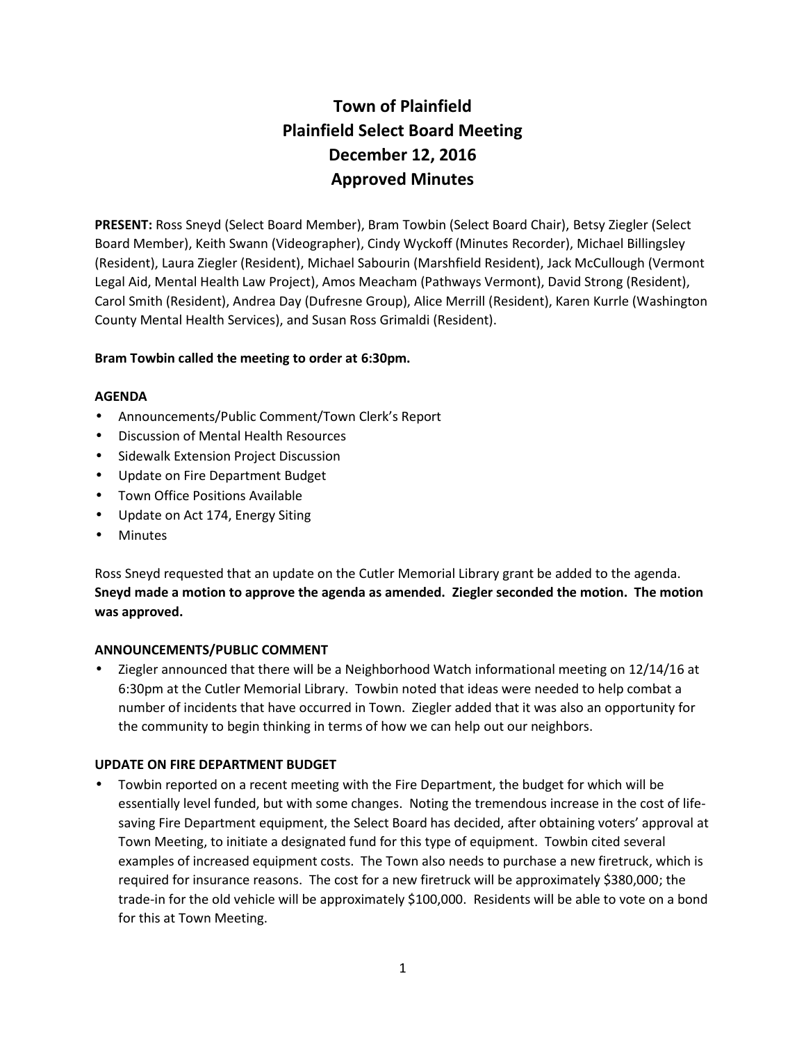# Town of Plainfield
# Plainfield Select Board Meeting
# December 12, 2016
# Approved Minutes

**PRESENT:** Ross Sneyd (Select Board Member), Bram Towbin (Select Board Chair), Betsy Ziegler (Select Board Member), Keith Swann (Videographer), Cindy Wyckoff (Minutes Recorder), Michael Billingsley (Resident), Laura Ziegler (Resident), Michael Sabourin (Marshfield Resident), Jack McCullough (Vermont Legal Aid, Mental Health Law Project), Amos Meacham (Pathways Vermont), David Strong (Resident), Carol Smith (Resident), Andrea Day (Dufresne Group), Alice Merrill (Resident), Karen Kurrle (Washington County Mental Health Services), and Susan Ross Grimaldi (Resident).

**Bram Towbin called the meeting to order at 6:30pm.**

**AGENDA**

- Announcements/Public Comment/Town Clerk's Report
- Discussion of Mental Health Resources
- Sidewalk Extension Project Discussion
- Update on Fire Department Budget
- Town Office Positions Available
- Update on Act 174, Energy Siting
- Minutes

Ross Sneyd requested that an update on the Cutler Memorial Library grant be added to the agenda. **Sneyd made a motion to approve the agenda as amended. Ziegler seconded the motion. The motion was approved.**

**ANNOUNCEMENTS/PUBLIC COMMENT**

- Ziegler announced that there will be a Neighborhood Watch informational meeting on 12/14/16 at 6:30pm at the Cutler Memorial Library. Towbin noted that ideas were needed to help combat a number of incidents that have occurred in Town. Ziegler added that it was also an opportunity for the community to begin thinking in terms of how we can help out our neighbors.

**UPDATE ON FIRE DEPARTMENT BUDGET**

- Towbin reported on a recent meeting with the Fire Department, the budget for which will be essentially level funded, but with some changes. Noting the tremendous increase in the cost of life-saving Fire Department equipment, the Select Board has decided, after obtaining voters' approval at Town Meeting, to initiate a designated fund for this type of equipment. Towbin cited several examples of increased equipment costs. The Town also needs to purchase a new firetruck, which is required for insurance reasons. The cost for a new firetruck will be approximately $380,000; the trade-in for the old vehicle will be approximately $100,000. Residents will be able to vote on a bond for this at Town Meeting.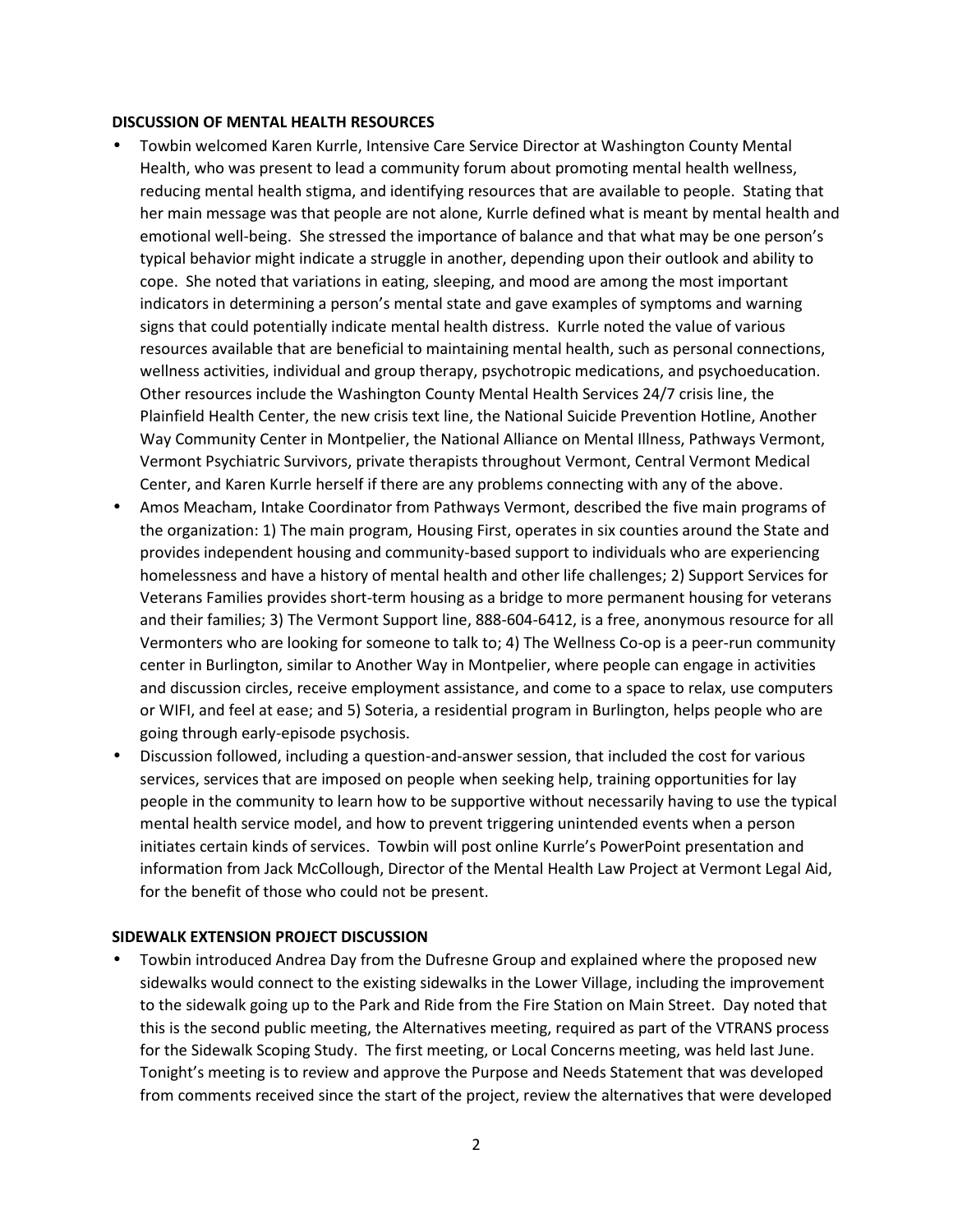**DISCUSSION OF MENTAL HEALTH RESOURCES**

- Towbin welcomed Karen Kurrle, Intensive Care Service Director at Washington County Mental Health, who was present to lead a community forum about promoting mental health wellness, reducing mental health stigma, and identifying resources that are available to people. Stating that her main message was that people are not alone, Kurrle defined what is meant by mental health and emotional well-being. She stressed the importance of balance and that what may be one person's typical behavior might indicate a struggle in another, depending upon their outlook and ability to cope. She noted that variations in eating, sleeping, and mood are among the most important indicators in determining a person's mental state and gave examples of symptoms and warning signs that could potentially indicate mental health distress. Kurrle noted the value of various resources available that are beneficial to maintaining mental health, such as personal connections, wellness activities, individual and group therapy, psychotropic medications, and psychoeducation. Other resources include the Washington County Mental Health Services 24/7 crisis line, the Plainfield Health Center, the new crisis text line, the National Suicide Prevention Hotline, Another Way Community Center in Montpelier, the National Alliance on Mental Illness, Pathways Vermont, Vermont Psychiatric Survivors, private therapists throughout Vermont, Central Vermont Medical Center, and Karen Kurrle herself if there are any problems connecting with any of the above.
- Amos Meacham, Intake Coordinator from Pathways Vermont, described the five main programs of the organization: 1) The main program, Housing First, operates in six counties around the State and provides independent housing and community-based support to individuals who are experiencing homelessness and have a history of mental health and other life challenges; 2) Support Services for Veterans Families provides short-term housing as a bridge to more permanent housing for veterans and their families; 3) The Vermont Support line, 888-604-6412, is a free, anonymous resource for all Vermonters who are looking for someone to talk to; 4) The Wellness Co-op is a peer-run community center in Burlington, similar to Another Way in Montpelier, where people can engage in activities and discussion circles, receive employment assistance, and come to a space to relax, use computers or WIFI, and feel at ease; and 5) Soteria, a residential program in Burlington, helps people who are going through early-episode psychosis.
- Discussion followed, including a question-and-answer session, that included the cost for various services, services that are imposed on people when seeking help, training opportunities for lay people in the community to learn how to be supportive without necessarily having to use the typical mental health service model, and how to prevent triggering unintended events when a person initiates certain kinds of services. Towbin will post online Kurrle's PowerPoint presentation and information from Jack McCollough, Director of the Mental Health Law Project at Vermont Legal Aid, for the benefit of those who could not be present.

**SIDEWALK EXTENSION PROJECT DISCUSSION**

- Towbin introduced Andrea Day from the Dufresne Group and explained where the proposed new sidewalks would connect to the existing sidewalks in the Lower Village, including the improvement to the sidewalk going up to the Park and Ride from the Fire Station on Main Street. Day noted that this is the second public meeting, the Alternatives meeting, required as part of the VTRANS process for the Sidewalk Scoping Study. The first meeting, or Local Concerns meeting, was held last June. Tonight's meeting is to review and approve the Purpose and Needs Statement that was developed from comments received since the start of the project, review the alternatives that were developed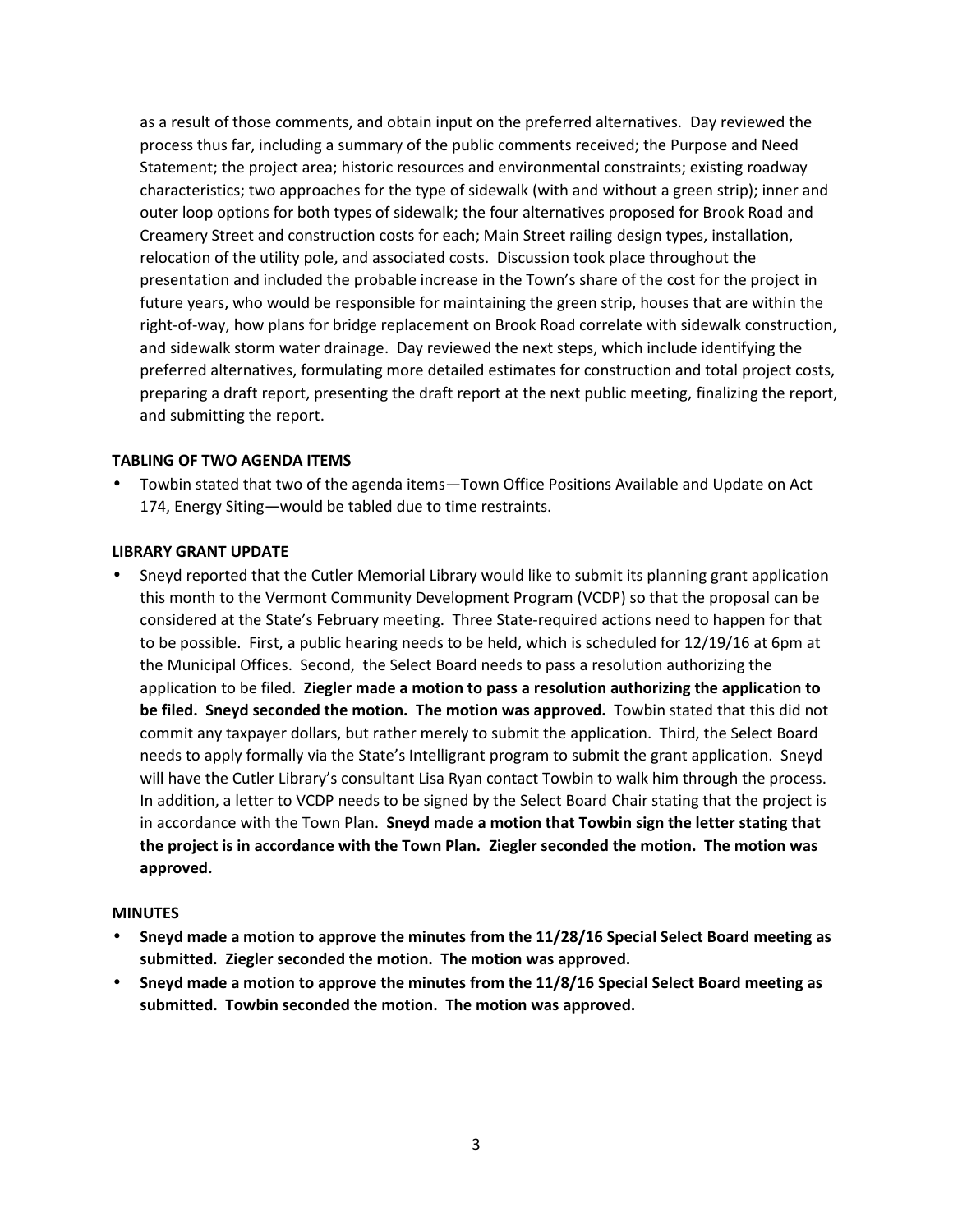as a result of those comments, and obtain input on the preferred alternatives. Day reviewed the process thus far, including a summary of the public comments received; the Purpose and Need Statement; the project area; historic resources and environmental constraints; existing roadway characteristics; two approaches for the type of sidewalk (with and without a green strip); inner and outer loop options for both types of sidewalk; the four alternatives proposed for Brook Road and Creamery Street and construction costs for each; Main Street railing design types, installation, relocation of the utility pole, and associated costs. Discussion took place throughout the presentation and included the probable increase in the Town's share of the cost for the project in future years, who would be responsible for maintaining the green strip, houses that are within the right-of-way, how plans for bridge replacement on Brook Road correlate with sidewalk construction, and sidewalk storm water drainage. Day reviewed the next steps, which include identifying the preferred alternatives, formulating more detailed estimates for construction and total project costs, preparing a draft report, presenting the draft report at the next public meeting, finalizing the report, and submitting the report.

**TABLING OF TWO AGENDA ITEMS**

- Towbin stated that two of the agenda items—Town Office Positions Available and Update on Act 174, Energy Siting—would be tabled due to time restraints.

**LIBRARY GRANT UPDATE**

- Sneyd reported that the Cutler Memorial Library would like to submit its planning grant application this month to the Vermont Community Development Program (VCDP) so that the proposal can be considered at the State's February meeting. Three State-required actions need to happen for that to be possible. First, a public hearing needs to be held, which is scheduled for 12/19/16 at 6pm at the Municipal Offices. Second, the Select Board needs to pass a resolution authorizing the application to be filed. **Ziegler made a motion to pass a resolution authorizing the application to be filed. Sneyd seconded the motion. The motion was approved.** Towbin stated that this did not commit any taxpayer dollars, but rather merely to submit the application. Third, the Select Board needs to apply formally via the State's Intelligrant program to submit the grant application. Sneyd will have the Cutler Library's consultant Lisa Ryan contact Towbin to walk him through the process. In addition, a letter to VCDP needs to be signed by the Select Board Chair stating that the project is in accordance with the Town Plan. **Sneyd made a motion that Towbin sign the letter stating that the project is in accordance with the Town Plan. Ziegler seconded the motion. The motion was approved.**

**MINUTES**

- **Sneyd made a motion to approve the minutes from the 11/28/16 Special Select Board meeting as submitted. Ziegler seconded the motion. The motion was approved.**
- **Sneyd made a motion to approve the minutes from the 11/8/16 Special Select Board meeting as submitted. Towbin seconded the motion. The motion was approved.**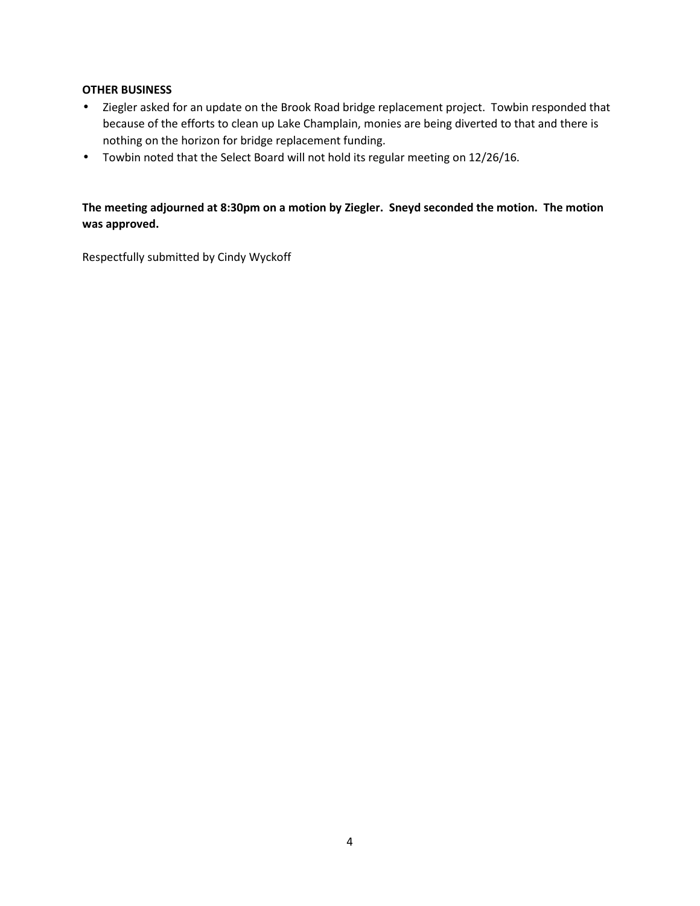**OTHER BUSINESS**

- Ziegler asked for an update on the Brook Road bridge replacement project. Towbin responded that because of the efforts to clean up Lake Champlain, monies are being diverted to that and there is nothing on the horizon for bridge replacement funding.
- Towbin noted that the Select Board will not hold its regular meeting on 12/26/16.

**The meeting adjourned at 8:30pm on a motion by Ziegler. Sneyd seconded the motion. The motion was approved.**

Respectfully submitted by Cindy Wyckoff